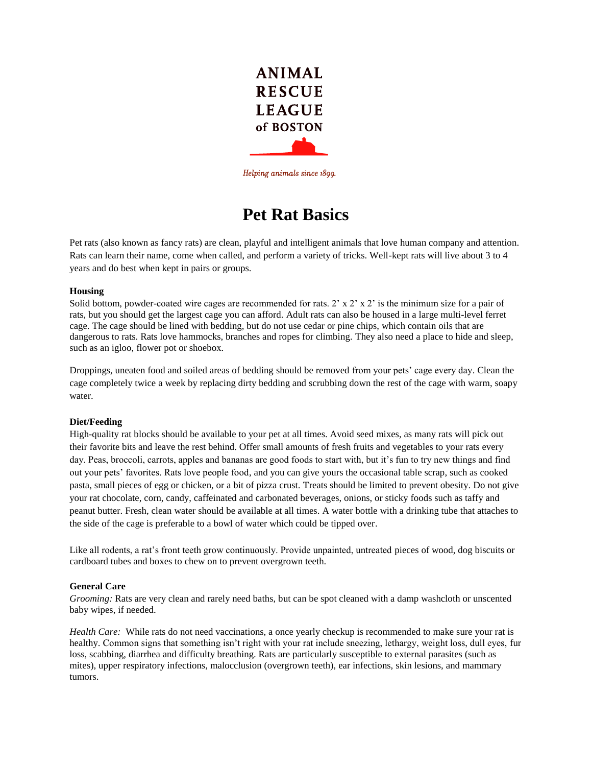ANIMAL RESCUE LEAGUE of BOSTON

*Helping animals since 1899.*

# Pet Rat Basics

Pet rats (also known as fancy rats) are clean, playful and intelligent animals that love human company and attention. Rats can learn their name, come when called, and perform a variety of tricks. Well-kept rats will live about 3 to 4 years and do best when kept in pairs or groups.

**Housing**

Solid bottom, powder-coated wire cages are recommended for rats. 2' x 2' x 2' is the minimum size for a pair of rats, but you should get the largest cage you can afford. Adult rats can also be housed in a large multi-level ferret cage. The cage should be lined with bedding, but do not use cedar or pine chips, which contain oils that are dangerous to rats. Rats love hammocks, branches and ropes for climbing. They also need a place to hide and sleep, such as an igloo, flower pot or shoebox.

Droppings, uneaten food and soiled areas of bedding should be removed from your pets' cage every day. Clean the cage completely twice a week by replacing dirty bedding and scrubbing down the rest of the cage with warm, soapy water.

**Diet/Feeding**

High-quality rat blocks should be available to your pet at all times. Avoid seed mixes, as many rats will pick out their favorite bits and leave the rest behind. Offer small amounts of fresh fruits and vegetables to your rats every day. Peas, broccoli, carrots, apples and bananas are good foods to start with, but it's fun to try new things and find out your pets' favorites. Rats love people food, and you can give yours the occasional table scrap, such as cooked pasta, small pieces of egg or chicken, or a bit of pizza crust. Treats should be limited to prevent obesity. Do not give your rat chocolate, corn, candy, caffeinated and carbonated beverages, onions, or sticky foods such as taffy and peanut butter. Fresh, clean water should be available at all times. A water bottle with a drinking tube that attaches to the side of the cage is preferable to a bowl of water which could be tipped over.

Like all rodents, a rat's front teeth grow continuously. Provide unpainted, untreated pieces of wood, dog biscuits or cardboard tubes and boxes to chew on to prevent overgrown teeth.

**General Care**

*Grooming:* Rats are very clean and rarely need baths, but can be spot cleaned with a damp washcloth or unscented baby wipes, if needed.

*Health Care:* While rats do not need vaccinations, a once yearly checkup is recommended to make sure your rat is healthy. Common signs that something isn't right with your rat include sneezing, lethargy, weight loss, dull eyes, fur loss, scabbing, diarrhea and difficulty breathing. Rats are particularly susceptible to external parasites (such as mites), upper respiratory infections, malocclusion (overgrown teeth), ear infections, skin lesions, and mammary tumors.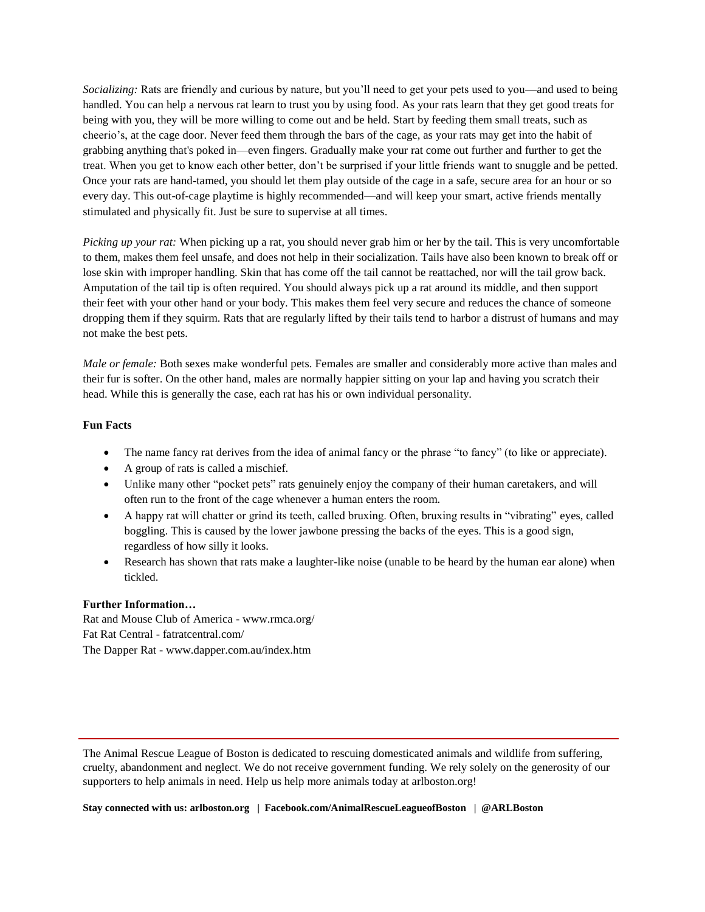*Socializing:* Rats are friendly and curious by nature, but you'll need to get your pets used to you—and used to being handled. You can help a nervous rat learn to trust you by using food. As your rats learn that they get good treats for being with you, they will be more willing to come out and be held. Start by feeding them small treats, such as cheerio's, at the cage door. Never feed them through the bars of the cage, as your rats may get into the habit of grabbing anything that's poked in—even fingers. Gradually make your rat come out further and further to get the treat. When you get to know each other better, don't be surprised if your little friends want to snuggle and be petted. Once your rats are hand-tamed, you should let them play outside of the cage in a safe, secure area for an hour or so every day. This out-of-cage playtime is highly recommended—and will keep your smart, active friends mentally stimulated and physically fit. Just be sure to supervise at all times.

*Picking up your rat:* When picking up a rat, you should never grab him or her by the tail. This is very uncomfortable to them, makes them feel unsafe, and does not help in their socialization. Tails have also been known to break off or lose skin with improper handling. Skin that has come off the tail cannot be reattached, nor will the tail grow back. Amputation of the tail tip is often required. You should always pick up a rat around its middle, and then support their feet with your other hand or your body. This makes them feel very secure and reduces the chance of someone dropping them if they squirm. Rats that are regularly lifted by their tails tend to harbor a distrust of humans and may not make the best pets.

*Male or female:* Both sexes make wonderful pets. Females are smaller and considerably more active than males and their fur is softer. On the other hand, males are normally happier sitting on your lap and having you scratch their head. While this is generally the case, each rat has his or own individual personality.

**Fun Facts**

- The name fancy rat derives from the idea of animal fancy or the phrase "to fancy" (to like or appreciate).
- A group of rats is called a mischief.
- Unlike many other "pocket pets" rats genuinely enjoy the company of their human caretakers, and will often run to the front of the cage whenever a human enters the room.
- A happy rat will chatter or grind its teeth, called bruxing. Often, bruxing results in "vibrating" eyes, called boggling. This is caused by the lower jawbone pressing the backs of the eyes. This is a good sign, regardless of how silly it looks.
- Research has shown that rats make a laughter-like noise (unable to be heard by the human ear alone) when tickled.

**Further Information…**

Rat and Mouse Club of America - www.rmca.org/
Fat Rat Central - fatratcentral.com/
The Dapper Rat - www.dapper.com.au/index.htm

---

The Animal Rescue League of Boston is dedicated to rescuing domesticated animals and wildlife from suffering, cruelty, abandonment and neglect. We do not receive government funding. We rely solely on the generosity of our supporters to help animals in need. Help us help more animals today at arlboston.org!

**Stay connected with us: arlboston.org | Facebook.com/AnimalRescueLeagueofBoston | @ARLBoston**